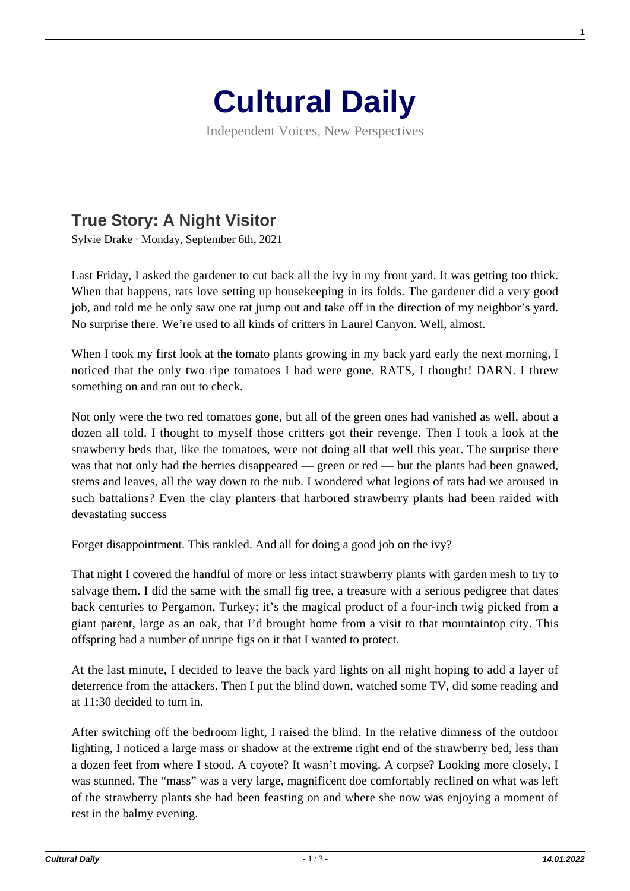# Cultural Daily

Independent Voices, New Perspectives

## True Story: A Night Visitor

Sylvie Drake · Monday, September 6th, 2021

Last Friday, I asked the gardener to cut back all the ivy in my front yard. It was getting too thick. When that happens, rats love setting up housekeeping in its folds. The gardener did a very good job, and told me he only saw one rat jump out and take off in the direction of my neighbor's yard. No surprise there. We're used to all kinds of critters in Laurel Canyon. Well, almost.

When I took my first look at the tomato plants growing in my back yard early the next morning, I noticed that the only two ripe tomatoes I had were gone. RATS, I thought! DARN. I threw something on and ran out to check.

Not only were the two red tomatoes gone, but all of the green ones had vanished as well, about a dozen all told. I thought to myself those critters got their revenge. Then I took a look at the strawberry beds that, like the tomatoes, were not doing all that well this year. The surprise there was that not only had the berries disappeared — green or red — but the plants had been gnawed, stems and leaves, all the way down to the nub. I wondered what legions of rats had we aroused in such battalions? Even the clay planters that harbored strawberry plants had been raided with devastating success

Forget disappointment. This rankled. And all for doing a good job on the ivy?

That night I covered the handful of more or less intact strawberry plants with garden mesh to try to salvage them. I did the same with the small fig tree, a treasure with a serious pedigree that dates back centuries to Pergamon, Turkey; it's the magical product of a four-inch twig picked from a giant parent, large as an oak, that I'd brought home from a visit to that mountaintop city. This offspring had a number of unripe figs on it that I wanted to protect.

At the last minute, I decided to leave the back yard lights on all night hoping to add a layer of deterrence from the attackers. Then I put the blind down, watched some TV, did some reading and at 11:30 decided to turn in.

After switching off the bedroom light, I raised the blind. In the relative dimness of the outdoor lighting, I noticed a large mass or shadow at the extreme right end of the strawberry bed, less than a dozen feet from where I stood. A coyote? It wasn't moving. A corpse? Looking more closely, I was stunned. The "mass" was a very large, magnificent doe comfortably reclined on what was left of the strawberry plants she had been feasting on and where she now was enjoying a moment of rest in the balmy evening.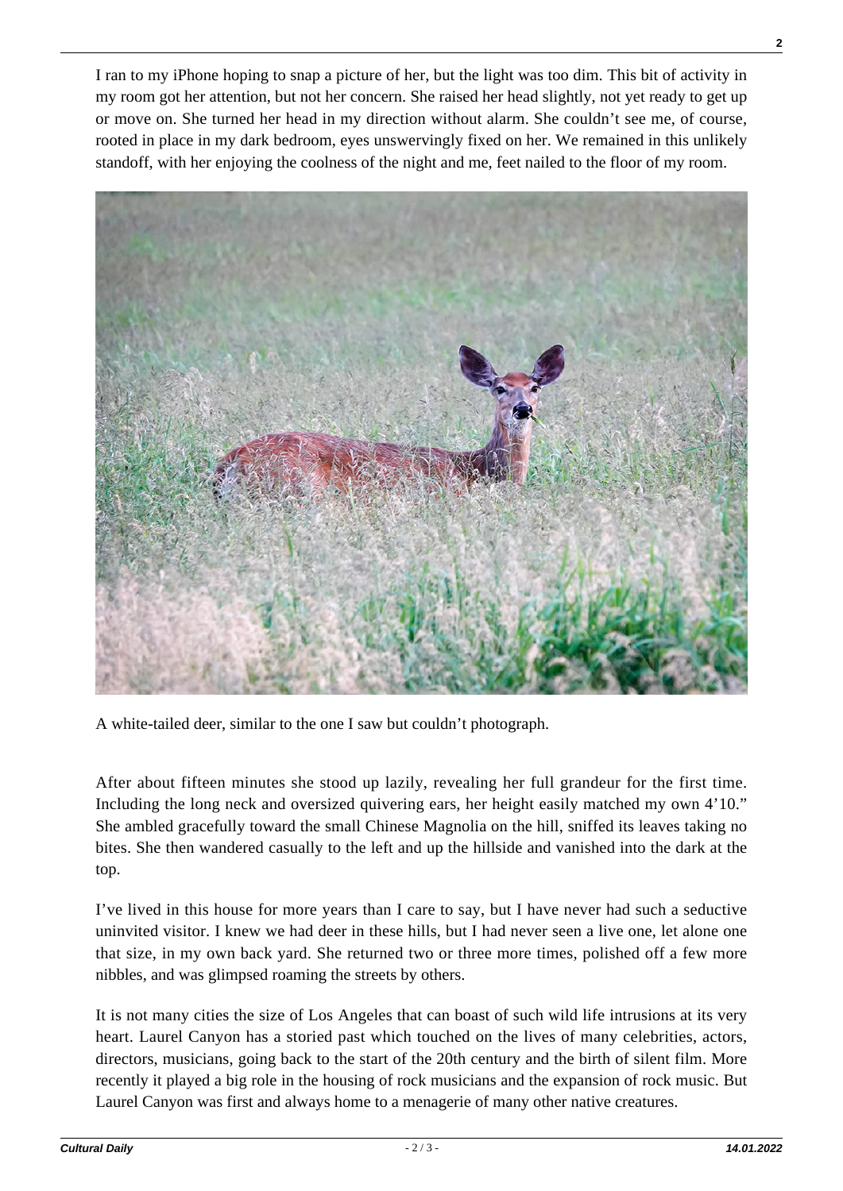I ran to my iPhone hoping to snap a picture of her, but the light was too dim. This bit of activity in my room got her attention, but not her concern. She raised her head slightly, not yet ready to get up or move on. She turned her head in my direction without alarm. She couldn't see me, of course, rooted in place in my dark bedroom, eyes unswervingly fixed on her. We remained in this unlikely standoff, with her enjoying the coolness of the night and me, feet nailed to the floor of my room.

A white-tailed deer, similar to the one I saw but couldn't photograph.

After about fifteen minutes she stood up lazily, revealing her full grandeur for the first time. Including the long neck and oversized quivering ears, her height easily matched my own 4'10." She ambled gracefully toward the small Chinese Magnolia on the hill, sniffed its leaves taking no bites. She then wandered casually to the left and up the hillside and vanished into the dark at the top.

I've lived in this house for more years than I care to say, but I have never had such a seductive uninvited visitor. I knew we had deer in these hills, but I had never seen a live one, let alone one that size, in my own back yard. She returned two or three more times, polished off a few more nibbles, and was glimpsed roaming the streets by others.

It is not many cities the size of Los Angeles that can boast of such wild life intrusions at its very heart. Laurel Canyon has a storied past which touched on the lives of many celebrities, actors, directors, musicians, going back to the start of the 20th century and the birth of silent film. More recently it played a big role in the housing of rock musicians and the expansion of rock music. But Laurel Canyon was first and always home to a menagerie of many other native creatures.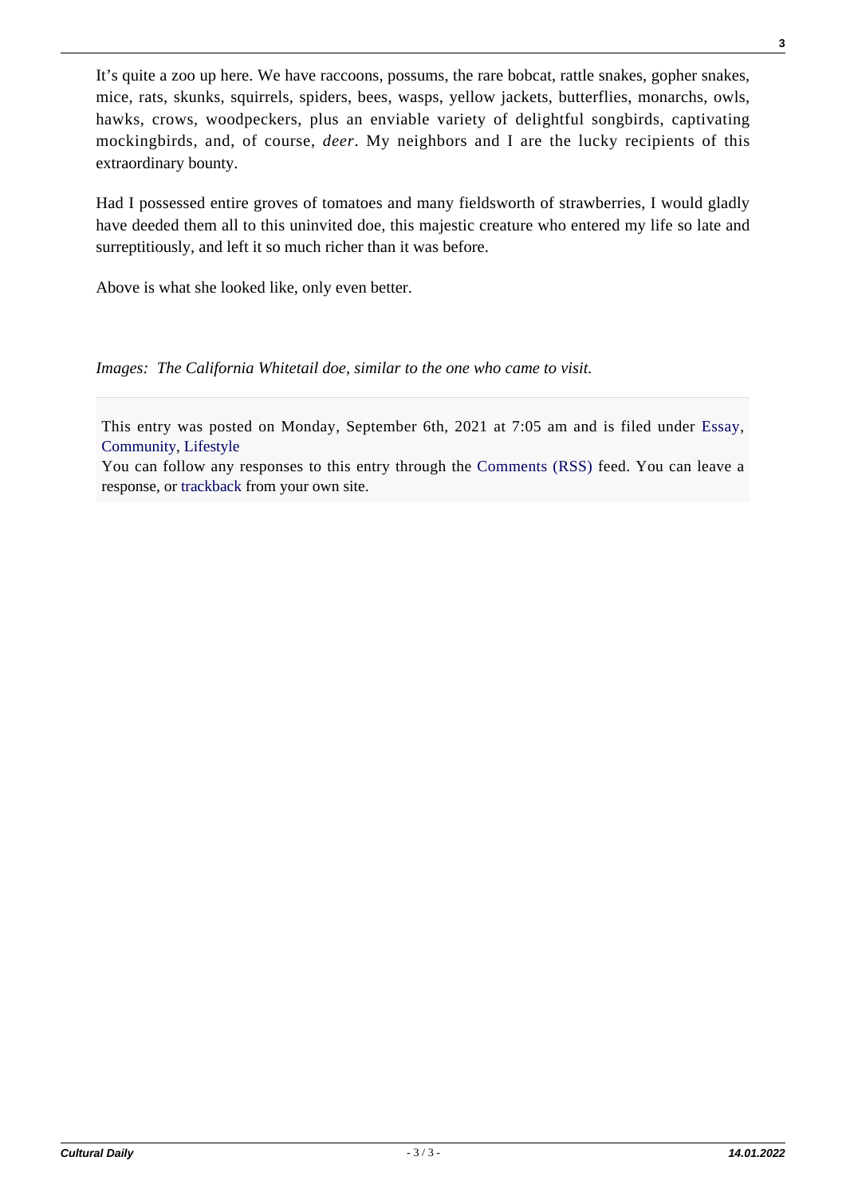It's quite a zoo up here. We have raccoons, possums, the rare bobcat, rattle snakes, gopher snakes, mice, rats, skunks, squirrels, spiders, bees, wasps, yellow jackets, butterflies, monarchs, owls, hawks, crows, woodpeckers, plus an enviable variety of delightful songbirds, captivating mockingbirds, and, of course, *deer*. My neighbors and I are the lucky recipients of this extraordinary bounty.

Had I possessed entire groves of tomatoes and many fieldsworth of strawberries, I would gladly have deeded them all to this uninvited doe, this majestic creature who entered my life so late and surreptitiously, and left it so much richer than it was before.

Above is what she looked like, only even better.

*Images: The California Whitetail doe, similar to the one who came to visit.*

This entry was posted on Monday, September 6th, 2021 at 7:05 am and is filed under Essay, Community, Lifestyle
You can follow any responses to this entry through the Comments (RSS) feed. You can leave a response, or trackback from your own site.